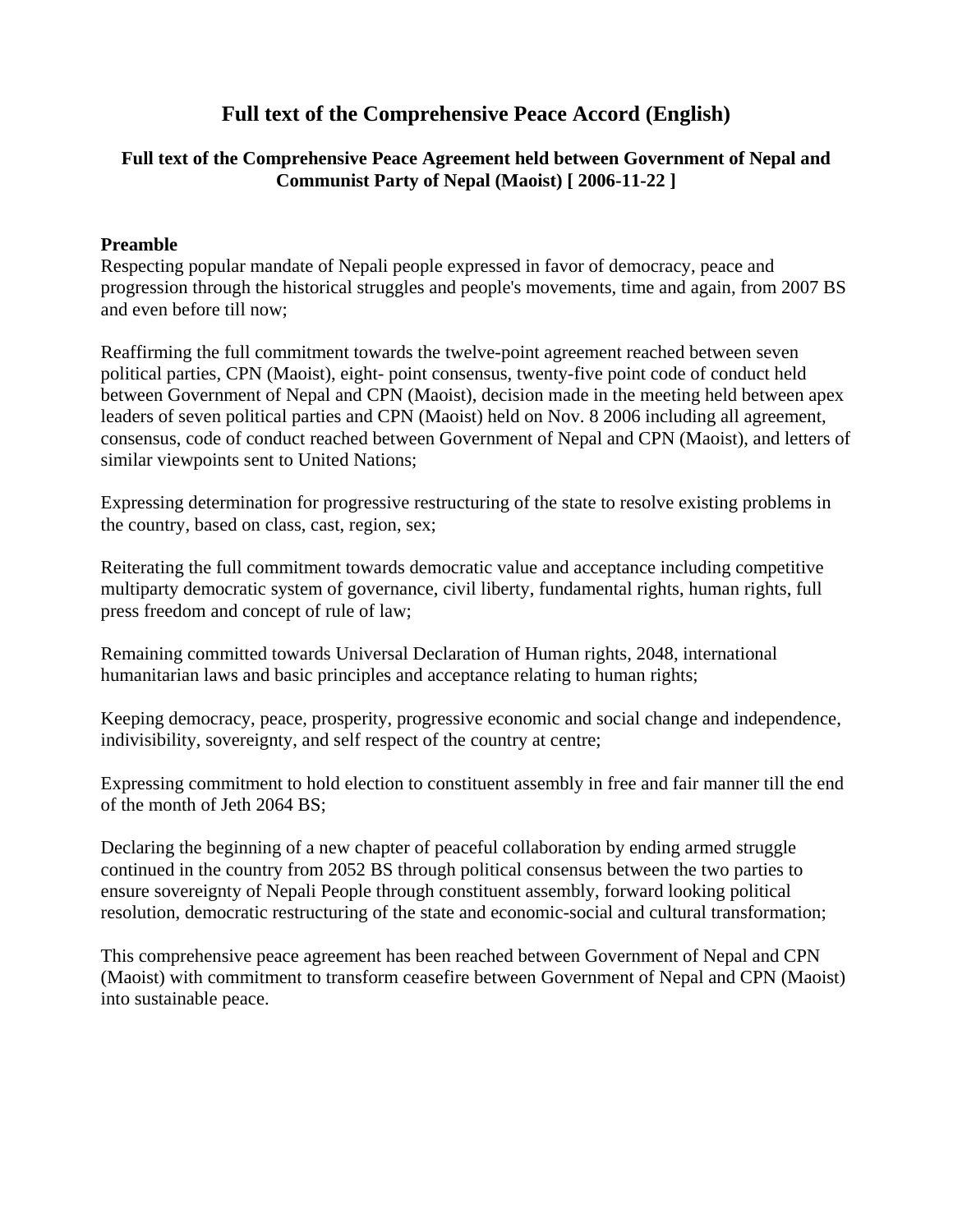# Full text of the Comprehensive Peace Accord (English)

## Full text of the Comprehensive Peace Agreement held between Government of Nepal and Communist Party of Nepal (Maoist) [ 2006-11-22 ]

### Preamble

Respecting popular mandate of Nepali people expressed in favor of democracy, peace and progression through the historical struggles and people's movements, time and again, from 2007 BS and even before till now;

Reaffirming the full commitment towards the twelve-point agreement reached between seven political parties, CPN (Maoist), eight- point consensus, twenty-five point code of conduct held between Government of Nepal and CPN (Maoist), decision made in the meeting held between apex leaders of seven political parties and CPN (Maoist) held on Nov. 8 2006 including all agreement, consensus, code of conduct reached between Government of Nepal and CPN (Maoist), and letters of similar viewpoints sent to United Nations;

Expressing determination for progressive restructuring of the state to resolve existing problems in the country, based on class, cast, region, sex;

Reiterating the full commitment towards democratic value and acceptance including competitive multiparty democratic system of governance, civil liberty, fundamental rights, human rights, full press freedom and concept of rule of law;

Remaining committed towards Universal Declaration of Human rights, 2048, international humanitarian laws and basic principles and acceptance relating to human rights;

Keeping democracy, peace, prosperity, progressive economic and social change and independence, indivisibility, sovereignty, and self respect of the country at centre;

Expressing commitment to hold election to constituent assembly in free and fair manner till the end of the month of Jeth 2064 BS;

Declaring the beginning of a new chapter of peaceful collaboration by ending armed struggle continued in the country from 2052 BS through political consensus between the two parties to ensure sovereignty of Nepali People through constituent assembly, forward looking political resolution, democratic restructuring of the state and economic-social and cultural transformation;

This comprehensive peace agreement has been reached between Government of Nepal and CPN (Maoist) with commitment to transform ceasefire between Government of Nepal and CPN (Maoist) into sustainable peace.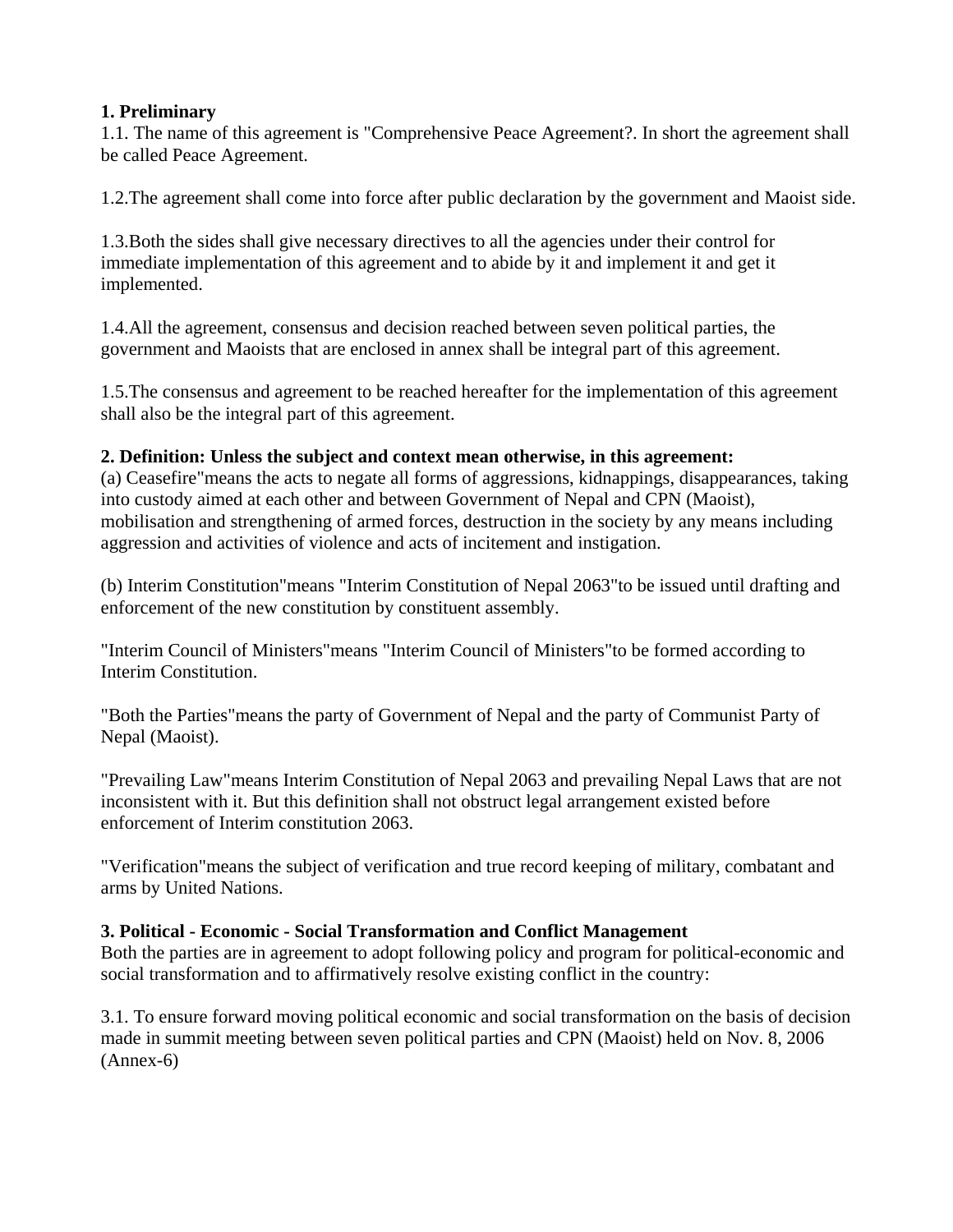**1. Preliminary**

1.1. The name of this agreement is "Comprehensive Peace Agreement?. In short the agreement shall be called Peace Agreement.

1.2.The agreement shall come into force after public declaration by the government and Maoist side.

1.3.Both the sides shall give necessary directives to all the agencies under their control for immediate implementation of this agreement and to abide by it and implement it and get it implemented.

1.4.All the agreement, consensus and decision reached between seven political parties, the government and Maoists that are enclosed in annex shall be integral part of this agreement.

1.5.The consensus and agreement to be reached hereafter for the implementation of this agreement shall also be the integral part of this agreement.

**2. Definition: Unless the subject and context mean otherwise, in this agreement:**

(a) Ceasefire"means the acts to negate all forms of aggressions, kidnappings, disappearances, taking into custody aimed at each other and between Government of Nepal and CPN (Maoist), mobilisation and strengthening of armed forces, destruction in the society by any means including aggression and activities of violence and acts of incitement and instigation.

(b) Interim Constitution"means "Interim Constitution of Nepal 2063"to be issued until drafting and enforcement of the new constitution by constituent assembly.

"Interim Council of Ministers"means "Interim Council of Ministers"to be formed according to Interim Constitution.

"Both the Parties"means the party of Government of Nepal and the party of Communist Party of Nepal (Maoist).

"Prevailing Law"means Interim Constitution of Nepal 2063 and prevailing Nepal Laws that are not inconsistent with it. But this definition shall not obstruct legal arrangement existed before enforcement of Interim constitution 2063.

"Verification"means the subject of verification and true record keeping of military, combatant and arms by United Nations.

**3. Political - Economic - Social Transformation and Conflict Management**

Both the parties are in agreement to adopt following policy and program for political-economic and social transformation and to affirmatively resolve existing conflict in the country:

3.1. To ensure forward moving political economic and social transformation on the basis of decision made in summit meeting between seven political parties and CPN (Maoist) held on Nov. 8, 2006 (Annex-6)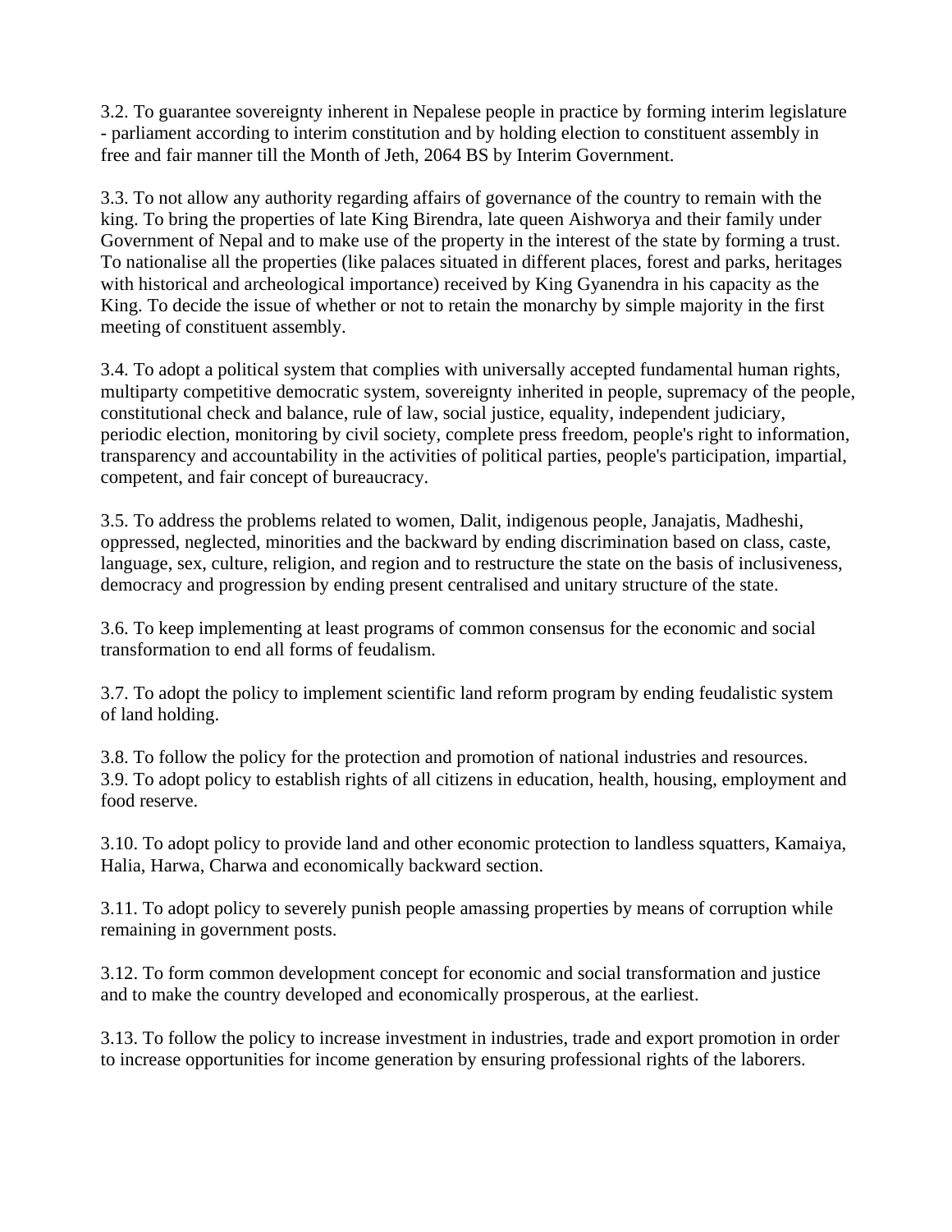3.2. To guarantee sovereignty inherent in Nepalese people in practice by forming interim legislature - parliament according to interim constitution and by holding election to constituent assembly in free and fair manner till the Month of Jeth, 2064 BS by Interim Government.

3.3. To not allow any authority regarding affairs of governance of the country to remain with the king. To bring the properties of late King Birendra, late queen Aishworya and their family under Government of Nepal and to make use of the property in the interest of the state by forming a trust. To nationalise all the properties (like palaces situated in different places, forest and parks, heritages with historical and archeological importance) received by King Gyanendra in his capacity as the King. To decide the issue of whether or not to retain the monarchy by simple majority in the first meeting of constituent assembly.

3.4. To adopt a political system that complies with universally accepted fundamental human rights, multiparty competitive democratic system, sovereignty inherited in people, supremacy of the people, constitutional check and balance, rule of law, social justice, equality, independent judiciary, periodic election, monitoring by civil society, complete press freedom, people's right to information, transparency and accountability in the activities of political parties, people's participation, impartial, competent, and fair concept of bureaucracy.

3.5. To address the problems related to women, Dalit, indigenous people, Janajatis, Madheshi, oppressed, neglected, minorities and the backward by ending discrimination based on class, caste, language, sex, culture, religion, and region and to restructure the state on the basis of inclusiveness, democracy and progression by ending present centralised and unitary structure of the state.

3.6. To keep implementing at least programs of common consensus for the economic and social transformation to end all forms of feudalism.

3.7. To adopt the policy to implement scientific land reform program by ending feudalistic system of land holding.

3.8. To follow the policy for the protection and promotion of national industries and resources.

3.9. To adopt policy to establish rights of all citizens in education, health, housing, employment and food reserve.

3.10. To adopt policy to provide land and other economic protection to landless squatters, Kamaiya, Halia, Harwa, Charwa and economically backward section.

3.11. To adopt policy to severely punish people amassing properties by means of corruption while remaining in government posts.

3.12. To form common development concept for economic and social transformation and justice and to make the country developed and economically prosperous, at the earliest.

3.13. To follow the policy to increase investment in industries, trade and export promotion in order to increase opportunities for income generation by ensuring professional rights of the laborers.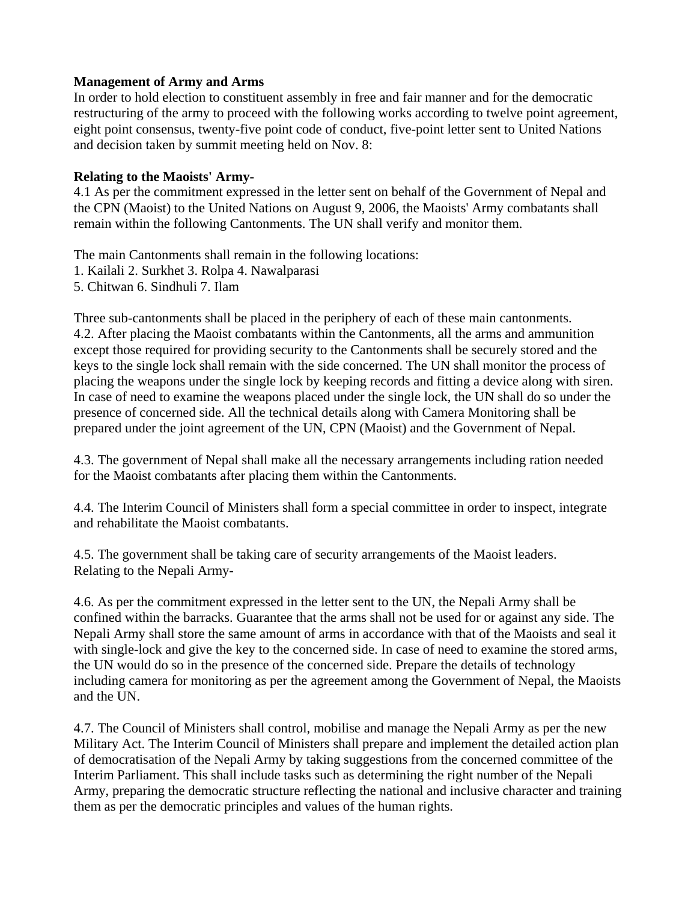**Management of Army and Arms**

In order to hold election to constituent assembly in free and fair manner and for the democratic restructuring of the army to proceed with the following works according to twelve point agreement, eight point consensus, twenty-five point code of conduct, five-point letter sent to United Nations and decision taken by summit meeting held on Nov. 8:

**Relating to the Maoists' Army-**

4.1 As per the commitment expressed in the letter sent on behalf of the Government of Nepal and the CPN (Maoist) to the United Nations on August 9, 2006, the Maoists' Army combatants shall remain within the following Cantonments. The UN shall verify and monitor them.

The main Cantonments shall remain in the following locations:
1. Kailali 2. Surkhet 3. Rolpa 4. Nawalparasi
5. Chitwan 6. Sindhuli 7. Ilam

Three sub-cantonments shall be placed in the periphery of each of these main cantonments.

4.2. After placing the Maoist combatants within the Cantonments, all the arms and ammunition except those required for providing security to the Cantonments shall be securely stored and the keys to the single lock shall remain with the side concerned. The UN shall monitor the process of placing the weapons under the single lock by keeping records and fitting a device along with siren. In case of need to examine the weapons placed under the single lock, the UN shall do so under the presence of concerned side. All the technical details along with Camera Monitoring shall be prepared under the joint agreement of the UN, CPN (Maoist) and the Government of Nepal.

4.3. The government of Nepal shall make all the necessary arrangements including ration needed for the Maoist combatants after placing them within the Cantonments.

4.4. The Interim Council of Ministers shall form a special committee in order to inspect, integrate and rehabilitate the Maoist combatants.

4.5. The government shall be taking care of security arrangements of the Maoist leaders.

Relating to the Nepali Army-

4.6. As per the commitment expressed in the letter sent to the UN, the Nepali Army shall be confined within the barracks. Guarantee that the arms shall not be used for or against any side. The Nepali Army shall store the same amount of arms in accordance with that of the Maoists and seal it with single-lock and give the key to the concerned side. In case of need to examine the stored arms, the UN would do so in the presence of the concerned side. Prepare the details of technology including camera for monitoring as per the agreement among the Government of Nepal, the Maoists and the UN.

4.7. The Council of Ministers shall control, mobilise and manage the Nepali Army as per the new Military Act. The Interim Council of Ministers shall prepare and implement the detailed action plan of democratisation of the Nepali Army by taking suggestions from the concerned committee of the Interim Parliament. This shall include tasks such as determining the right number of the Nepali Army, preparing the democratic structure reflecting the national and inclusive character and training them as per the democratic principles and values of the human rights.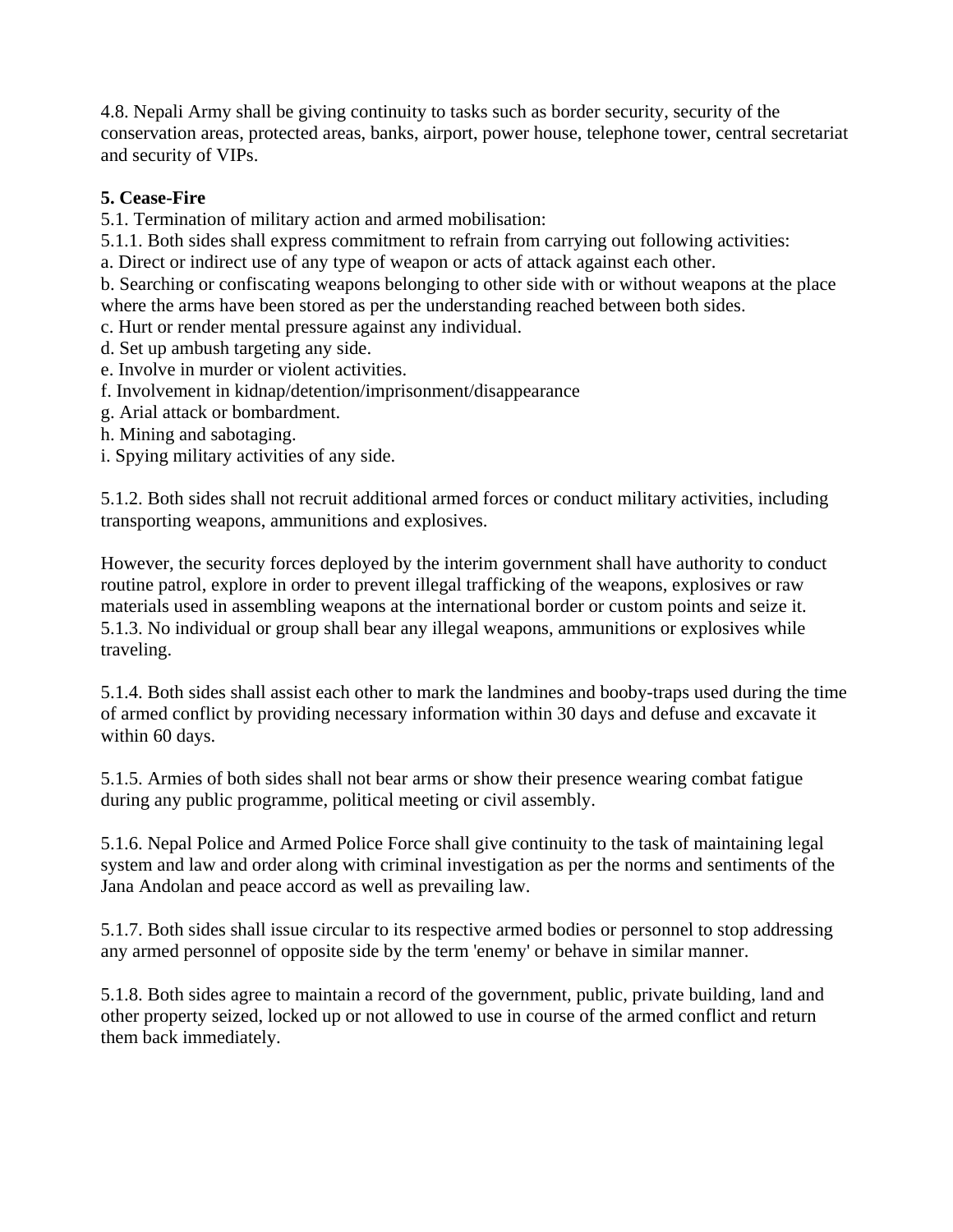4.8. Nepali Army shall be giving continuity to tasks such as border security, security of the conservation areas, protected areas, banks, airport, power house, telephone tower, central secretariat and security of VIPs.

**5. Cease-Fire**

5.1. Termination of military action and armed mobilisation:

5.1.1. Both sides shall express commitment to refrain from carrying out following activities:

a. Direct or indirect use of any type of weapon or acts of attack against each other.

b. Searching or confiscating weapons belonging to other side with or without weapons at the place where the arms have been stored as per the understanding reached between both sides.

c. Hurt or render mental pressure against any individual.

d. Set up ambush targeting any side.

e. Involve in murder or violent activities.

f. Involvement in kidnap/detention/imprisonment/disappearance

g. Arial attack or bombardment.

h. Mining and sabotaging.

i. Spying military activities of any side.

5.1.2. Both sides shall not recruit additional armed forces or conduct military activities, including transporting weapons, ammunitions and explosives.

However, the security forces deployed by the interim government shall have authority to conduct routine patrol, explore in order to prevent illegal trafficking of the weapons, explosives or raw materials used in assembling weapons at the international border or custom points and seize it.

5.1.3. No individual or group shall bear any illegal weapons, ammunitions or explosives while traveling.

5.1.4. Both sides shall assist each other to mark the landmines and booby-traps used during the time of armed conflict by providing necessary information within 30 days and defuse and excavate it within 60 days.

5.1.5. Armies of both sides shall not bear arms or show their presence wearing combat fatigue during any public programme, political meeting or civil assembly.

5.1.6. Nepal Police and Armed Police Force shall give continuity to the task of maintaining legal system and law and order along with criminal investigation as per the norms and sentiments of the Jana Andolan and peace accord as well as prevailing law.

5.1.7. Both sides shall issue circular to its respective armed bodies or personnel to stop addressing any armed personnel of opposite side by the term 'enemy' or behave in similar manner.

5.1.8. Both sides agree to maintain a record of the government, public, private building, land and other property seized, locked up or not allowed to use in course of the armed conflict and return them back immediately.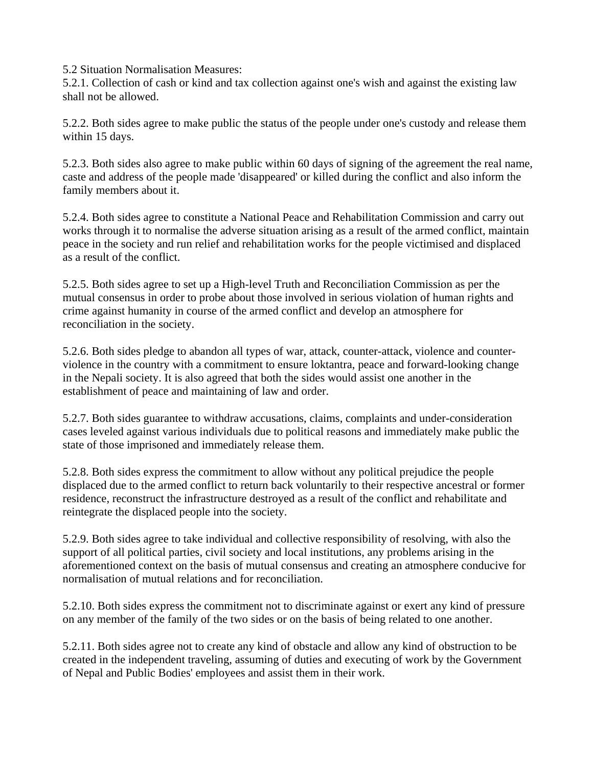5.2 Situation Normalisation Measures:

5.2.1. Collection of cash or kind and tax collection against one's wish and against the existing law shall not be allowed.

5.2.2. Both sides agree to make public the status of the people under one's custody and release them within 15 days.

5.2.3. Both sides also agree to make public within 60 days of signing of the agreement the real name, caste and address of the people made 'disappeared' or killed during the conflict and also inform the family members about it.

5.2.4. Both sides agree to constitute a National Peace and Rehabilitation Commission and carry out works through it to normalise the adverse situation arising as a result of the armed conflict, maintain peace in the society and run relief and rehabilitation works for the people victimised and displaced as a result of the conflict.

5.2.5. Both sides agree to set up a High-level Truth and Reconciliation Commission as per the mutual consensus in order to probe about those involved in serious violation of human rights and crime against humanity in course of the armed conflict and develop an atmosphere for reconciliation in the society.

5.2.6. Both sides pledge to abandon all types of war, attack, counter-attack, violence and counter-violence in the country with a commitment to ensure loktantra, peace and forward-looking change in the Nepali society. It is also agreed that both the sides would assist one another in the establishment of peace and maintaining of law and order.

5.2.7. Both sides guarantee to withdraw accusations, claims, complaints and under-consideration cases leveled against various individuals due to political reasons and immediately make public the state of those imprisoned and immediately release them.

5.2.8. Both sides express the commitment to allow without any political prejudice the people displaced due to the armed conflict to return back voluntarily to their respective ancestral or former residence, reconstruct the infrastructure destroyed as a result of the conflict and rehabilitate and reintegrate the displaced people into the society.

5.2.9. Both sides agree to take individual and collective responsibility of resolving, with also the support of all political parties, civil society and local institutions, any problems arising in the aforementioned context on the basis of mutual consensus and creating an atmosphere conducive for normalisation of mutual relations and for reconciliation.

5.2.10. Both sides express the commitment not to discriminate against or exert any kind of pressure on any member of the family of the two sides or on the basis of being related to one another.

5.2.11. Both sides agree not to create any kind of obstacle and allow any kind of obstruction to be created in the independent traveling, assuming of duties and executing of work by the Government of Nepal and Public Bodies' employees and assist them in their work.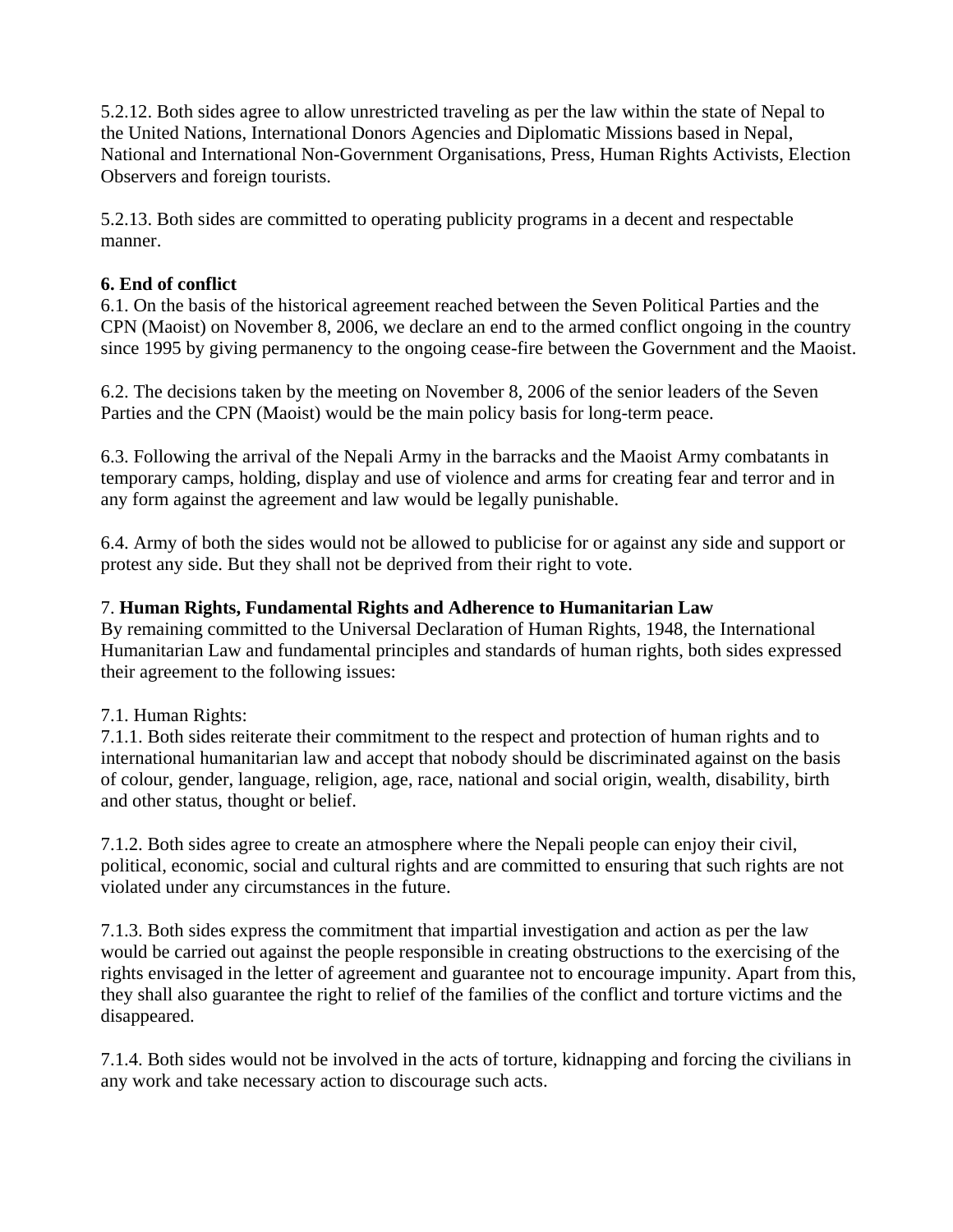5.2.12. Both sides agree to allow unrestricted traveling as per the law within the state of Nepal to the United Nations, International Donors Agencies and Diplomatic Missions based in Nepal, National and International Non-Government Organisations, Press, Human Rights Activists, Election Observers and foreign tourists.

5.2.13. Both sides are committed to operating publicity programs in a decent and respectable manner.

**6. End of conflict**

6.1. On the basis of the historical agreement reached between the Seven Political Parties and the CPN (Maoist) on November 8, 2006, we declare an end to the armed conflict ongoing in the country since 1995 by giving permanency to the ongoing cease-fire between the Government and the Maoist.

6.2. The decisions taken by the meeting on November 8, 2006 of the senior leaders of the Seven Parties and the CPN (Maoist) would be the main policy basis for long-term peace.

6.3. Following the arrival of the Nepali Army in the barracks and the Maoist Army combatants in temporary camps, holding, display and use of violence and arms for creating fear and terror and in any form against the agreement and law would be legally punishable.

6.4. Army of both the sides would not be allowed to publicise for or against any side and support or protest any side. But they shall not be deprived from their right to vote.

7. **Human Rights, Fundamental Rights and Adherence to Humanitarian Law**

By remaining committed to the Universal Declaration of Human Rights, 1948, the International Humanitarian Law and fundamental principles and standards of human rights, both sides expressed their agreement to the following issues:

7.1. Human Rights:

7.1.1. Both sides reiterate their commitment to the respect and protection of human rights and to international humanitarian law and accept that nobody should be discriminated against on the basis of colour, gender, language, religion, age, race, national and social origin, wealth, disability, birth and other status, thought or belief.

7.1.2. Both sides agree to create an atmosphere where the Nepali people can enjoy their civil, political, economic, social and cultural rights and are committed to ensuring that such rights are not violated under any circumstances in the future.

7.1.3. Both sides express the commitment that impartial investigation and action as per the law would be carried out against the people responsible in creating obstructions to the exercising of the rights envisaged in the letter of agreement and guarantee not to encourage impunity. Apart from this, they shall also guarantee the right to relief of the families of the conflict and torture victims and the disappeared.

7.1.4. Both sides would not be involved in the acts of torture, kidnapping and forcing the civilians in any work and take necessary action to discourage such acts.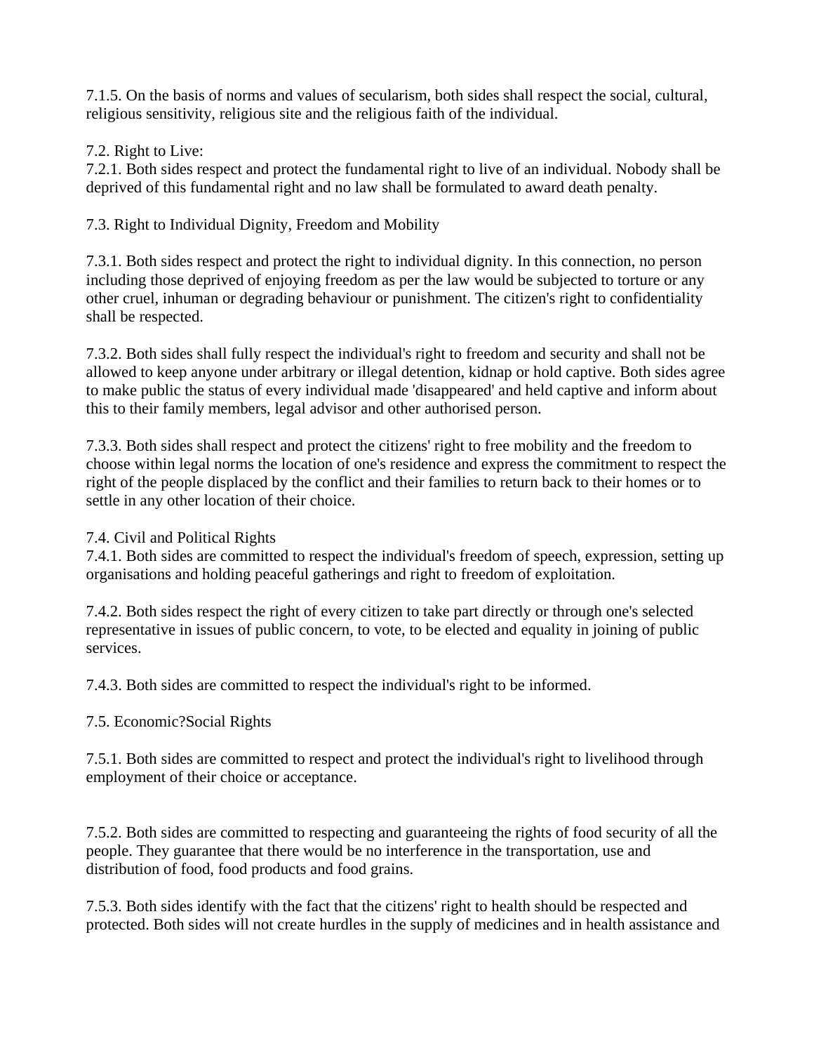7.1.5. On the basis of norms and values of secularism, both sides shall respect the social, cultural, religious sensitivity, religious site and the religious faith of the individual.

7.2. Right to Live:

7.2.1. Both sides respect and protect the fundamental right to live of an individual. Nobody shall be deprived of this fundamental right and no law shall be formulated to award death penalty.

7.3. Right to Individual Dignity, Freedom and Mobility

7.3.1. Both sides respect and protect the right to individual dignity. In this connection, no person including those deprived of enjoying freedom as per the law would be subjected to torture or any other cruel, inhuman or degrading behaviour or punishment. The citizen's right to confidentiality shall be respected.

7.3.2. Both sides shall fully respect the individual's right to freedom and security and shall not be allowed to keep anyone under arbitrary or illegal detention, kidnap or hold captive. Both sides agree to make public the status of every individual made 'disappeared' and held captive and inform about this to their family members, legal advisor and other authorised person.

7.3.3. Both sides shall respect and protect the citizens' right to free mobility and the freedom to choose within legal norms the location of one's residence and express the commitment to respect the right of the people displaced by the conflict and their families to return back to their homes or to settle in any other location of their choice.

7.4. Civil and Political Rights

7.4.1. Both sides are committed to respect the individual's freedom of speech, expression, setting up organisations and holding peaceful gatherings and right to freedom of exploitation.

7.4.2. Both sides respect the right of every citizen to take part directly or through one's selected representative in issues of public concern, to vote, to be elected and equality in joining of public services.

7.4.3. Both sides are committed to respect the individual's right to be informed.

7.5. Economic?Social Rights

7.5.1. Both sides are committed to respect and protect the individual's right to livelihood through employment of their choice or acceptance.

7.5.2. Both sides are committed to respecting and guaranteeing the rights of food security of all the people. They guarantee that there would be no interference in the transportation, use and distribution of food, food products and food grains.

7.5.3. Both sides identify with the fact that the citizens' right to health should be respected and protected. Both sides will not create hurdles in the supply of medicines and in health assistance and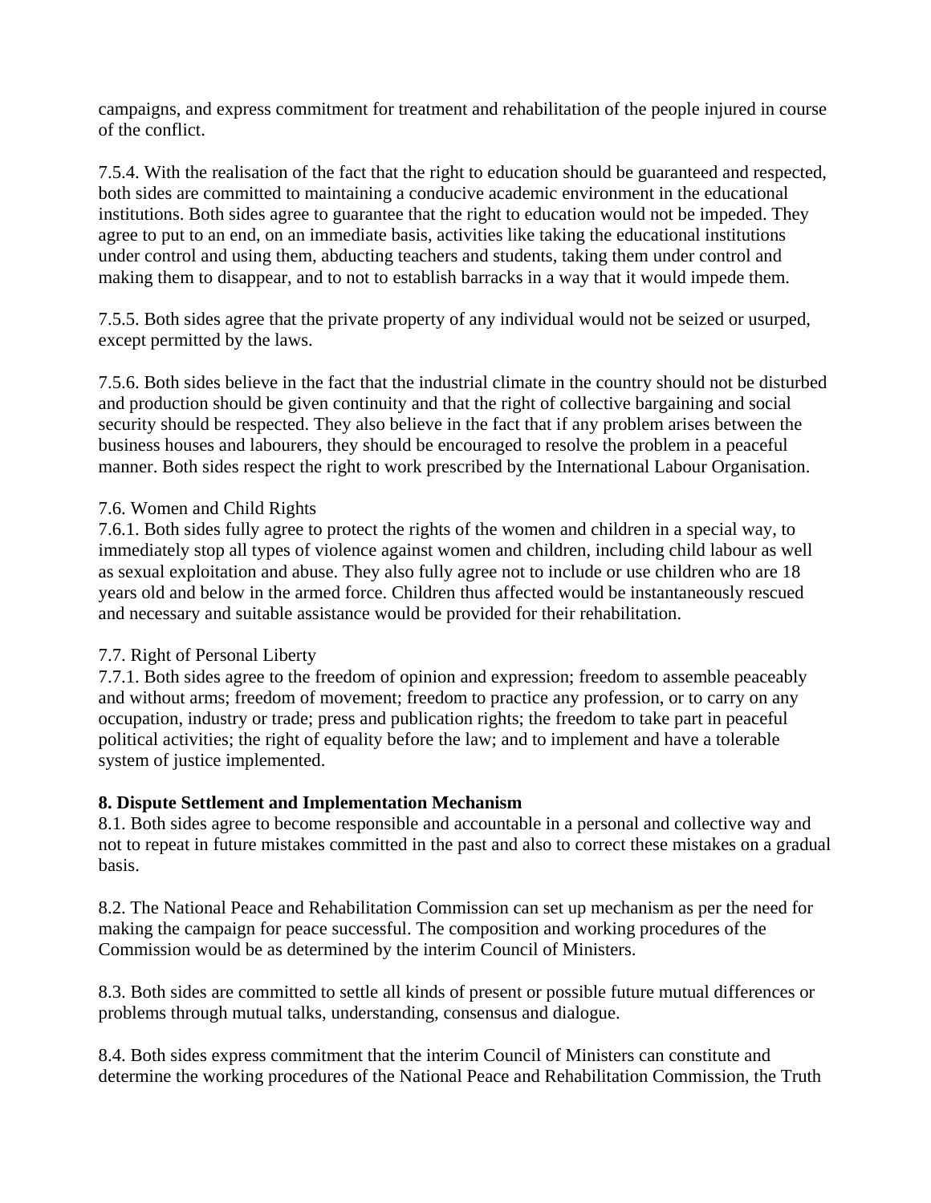campaigns, and express commitment for treatment and rehabilitation of the people injured in course of the conflict.

7.5.4. With the realisation of the fact that the right to education should be guaranteed and respected, both sides are committed to maintaining a conducive academic environment in the educational institutions. Both sides agree to guarantee that the right to education would not be impeded. They agree to put to an end, on an immediate basis, activities like taking the educational institutions under control and using them, abducting teachers and students, taking them under control and making them to disappear, and to not to establish barracks in a way that it would impede them.

7.5.5. Both sides agree that the private property of any individual would not be seized or usurped, except permitted by the laws.

7.5.6. Both sides believe in the fact that the industrial climate in the country should not be disturbed and production should be given continuity and that the right of collective bargaining and social security should be respected. They also believe in the fact that if any problem arises between the business houses and labourers, they should be encouraged to resolve the problem in a peaceful manner. Both sides respect the right to work prescribed by the International Labour Organisation.

7.6. Women and Child Rights

7.6.1. Both sides fully agree to protect the rights of the women and children in a special way, to immediately stop all types of violence against women and children, including child labour as well as sexual exploitation and abuse. They also fully agree not to include or use children who are 18 years old and below in the armed force. Children thus affected would be instantaneously rescued and necessary and suitable assistance would be provided for their rehabilitation.

7.7. Right of Personal Liberty

7.7.1. Both sides agree to the freedom of opinion and expression; freedom to assemble peaceably and without arms; freedom of movement; freedom to practice any profession, or to carry on any occupation, industry or trade; press and publication rights; the freedom to take part in peaceful political activities; the right of equality before the law; and to implement and have a tolerable system of justice implemented.

**8. Dispute Settlement and Implementation Mechanism**

8.1. Both sides agree to become responsible and accountable in a personal and collective way and not to repeat in future mistakes committed in the past and also to correct these mistakes on a gradual basis.

8.2. The National Peace and Rehabilitation Commission can set up mechanism as per the need for making the campaign for peace successful. The composition and working procedures of the Commission would be as determined by the interim Council of Ministers.

8.3. Both sides are committed to settle all kinds of present or possible future mutual differences or problems through mutual talks, understanding, consensus and dialogue.

8.4. Both sides express commitment that the interim Council of Ministers can constitute and determine the working procedures of the National Peace and Rehabilitation Commission, the Truth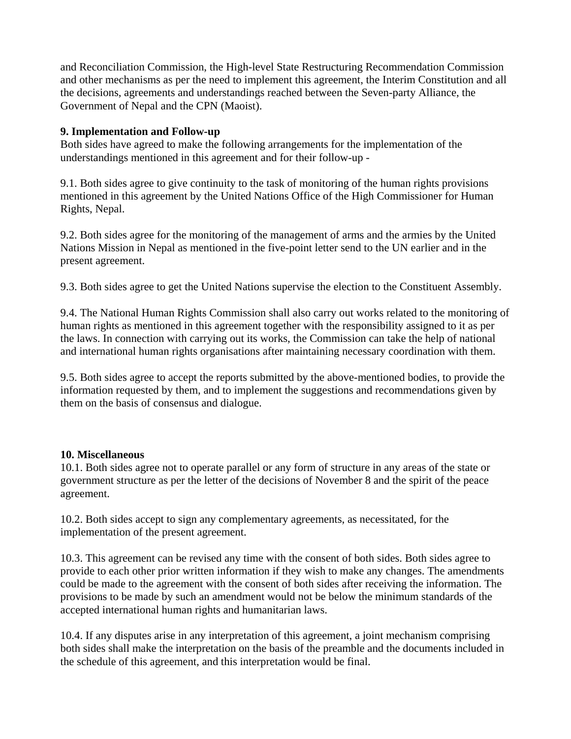and Reconciliation Commission, the High-level State Restructuring Recommendation Commission and other mechanisms as per the need to implement this agreement, the Interim Constitution and all the decisions, agreements and understandings reached between the Seven-party Alliance, the Government of Nepal and the CPN (Maoist).

**9. Implementation and Follow-up**

Both sides have agreed to make the following arrangements for the implementation of the understandings mentioned in this agreement and for their follow-up -

9.1. Both sides agree to give continuity to the task of monitoring of the human rights provisions mentioned in this agreement by the United Nations Office of the High Commissioner for Human Rights, Nepal.

9.2. Both sides agree for the monitoring of the management of arms and the armies by the United Nations Mission in Nepal as mentioned in the five-point letter send to the UN earlier and in the present agreement.

9.3. Both sides agree to get the United Nations supervise the election to the Constituent Assembly.

9.4. The National Human Rights Commission shall also carry out works related to the monitoring of human rights as mentioned in this agreement together with the responsibility assigned to it as per the laws. In connection with carrying out its works, the Commission can take the help of national and international human rights organisations after maintaining necessary coordination with them.

9.5. Both sides agree to accept the reports submitted by the above-mentioned bodies, to provide the information requested by them, and to implement the suggestions and recommendations given by them on the basis of consensus and dialogue.

**10. Miscellaneous**

10.1. Both sides agree not to operate parallel or any form of structure in any areas of the state or government structure as per the letter of the decisions of November 8 and the spirit of the peace agreement.

10.2. Both sides accept to sign any complementary agreements, as necessitated, for the implementation of the present agreement.

10.3. This agreement can be revised any time with the consent of both sides. Both sides agree to provide to each other prior written information if they wish to make any changes. The amendments could be made to the agreement with the consent of both sides after receiving the information. The provisions to be made by such an amendment would not be below the minimum standards of the accepted international human rights and humanitarian laws.

10.4. If any disputes arise in any interpretation of this agreement, a joint mechanism comprising both sides shall make the interpretation on the basis of the preamble and the documents included in the schedule of this agreement, and this interpretation would be final.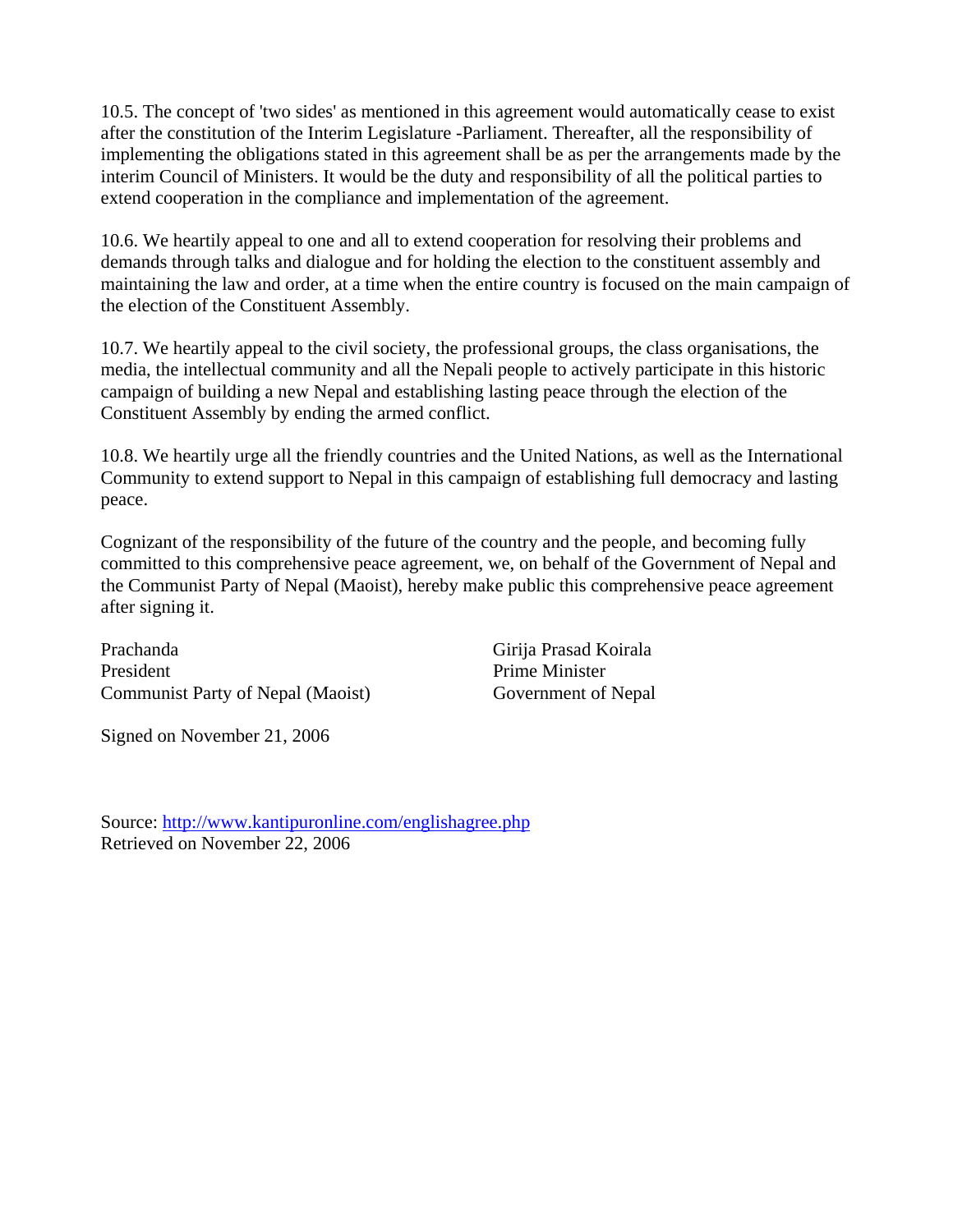10.5. The concept of 'two sides' as mentioned in this agreement would automatically cease to exist after the constitution of the Interim Legislature -Parliament. Thereafter, all the responsibility of implementing the obligations stated in this agreement shall be as per the arrangements made by the interim Council of Ministers. It would be the duty and responsibility of all the political parties to extend cooperation in the compliance and implementation of the agreement.

10.6. We heartily appeal to one and all to extend cooperation for resolving their problems and demands through talks and dialogue and for holding the election to the constituent assembly and maintaining the law and order, at a time when the entire country is focused on the main campaign of the election of the Constituent Assembly.

10.7. We heartily appeal to the civil society, the professional groups, the class organisations, the media, the intellectual community and all the Nepali people to actively participate in this historic campaign of building a new Nepal and establishing lasting peace through the election of the Constituent Assembly by ending the armed conflict.

10.8. We heartily urge all the friendly countries and the United Nations, as well as the International Community to extend support to Nepal in this campaign of establishing full democracy and lasting peace.

Cognizant of the responsibility of the future of the country and the people, and becoming fully committed to this comprehensive peace agreement, we, on behalf of the Government of Nepal and the Communist Party of Nepal (Maoist), hereby make public this comprehensive peace agreement after signing it.

| | |
|---|---|
| Prachanda | Girija Prasad Koirala |
| President | Prime Minister |
| Communist Party of Nepal (Maoist) | Government of Nepal |

Signed on November 21, 2006

Source: http://www.kantipuronline.com/englishagree.php
Retrieved on November 22, 2006